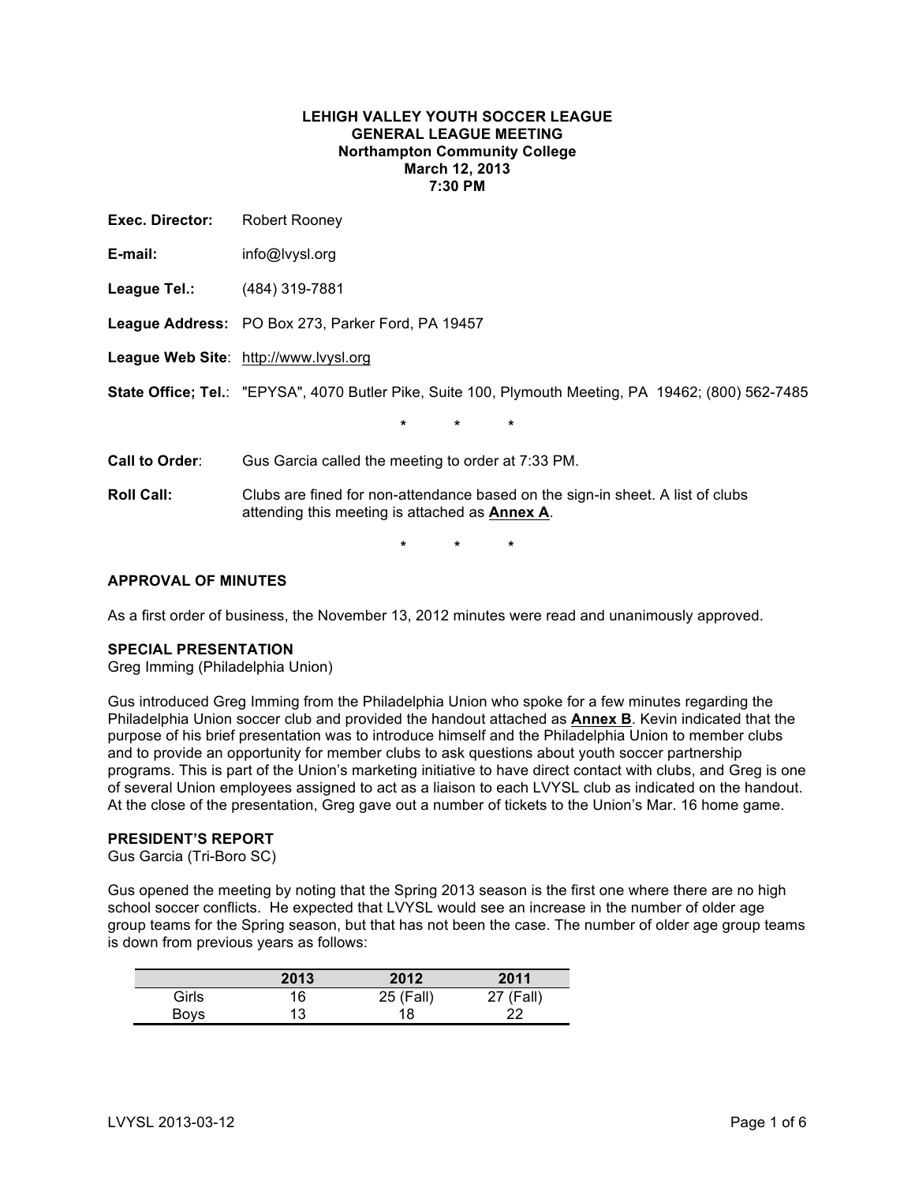**LEHIGH VALLEY YOUTH SOCCER LEAGUE**
**GENERAL LEAGUE MEETING**
**Northampton Community College**
**March 12, 2013**
**7:30 PM**

**Exec. Director:** Robert Rooney

**E-mail:** info@lvysl.org

**League Tel.:** (484) 319-7881

**League Address:** PO Box 273, Parker Ford, PA 19457

**League Web Site**: http://www.lvysl.org

**State Office; Tel.**: "EPYSA", 4070 Butler Pike, Suite 100, Plymouth Meeting, PA 19462; (800) 562-7485

\* \* \*

**Call to Order**: Gus Garcia called the meeting to order at 7:33 PM.

**Roll Call:** Clubs are fined for non-attendance based on the sign-in sheet. A list of clubs attending this meeting is attached as **Annex A**.

\* \* \*

**APPROVAL OF MINUTES**

As a first order of business, the November 13, 2012 minutes were read and unanimously approved.

**SPECIAL PRESENTATION**
Greg Imming (Philadelphia Union)

Gus introduced Greg Imming from the Philadelphia Union who spoke for a few minutes regarding the Philadelphia Union soccer club and provided the handout attached as **Annex B**. Kevin indicated that the purpose of his brief presentation was to introduce himself and the Philadelphia Union to member clubs and to provide an opportunity for member clubs to ask questions about youth soccer partnership programs. This is part of the Union's marketing initiative to have direct contact with clubs, and Greg is one of several Union employees assigned to act as a liaison to each LVYSL club as indicated on the handout. At the close of the presentation, Greg gave out a number of tickets to the Union's Mar. 16 home game.

**PRESIDENT'S REPORT**
Gus Garcia (Tri-Boro SC)

Gus opened the meeting by noting that the Spring 2013 season is the first one where there are no high school soccer conflicts. He expected that LVYSL would see an increase in the number of older age group teams for the Spring season, but that has not been the case. The number of older age group teams is down from previous years as follows:

| | 2013 | 2012 | 2011 |
|---|---|---|---|
| Girls | 16 | 25 (Fall) | 27 (Fall) |
| Boys | 13 | 18 | 22 |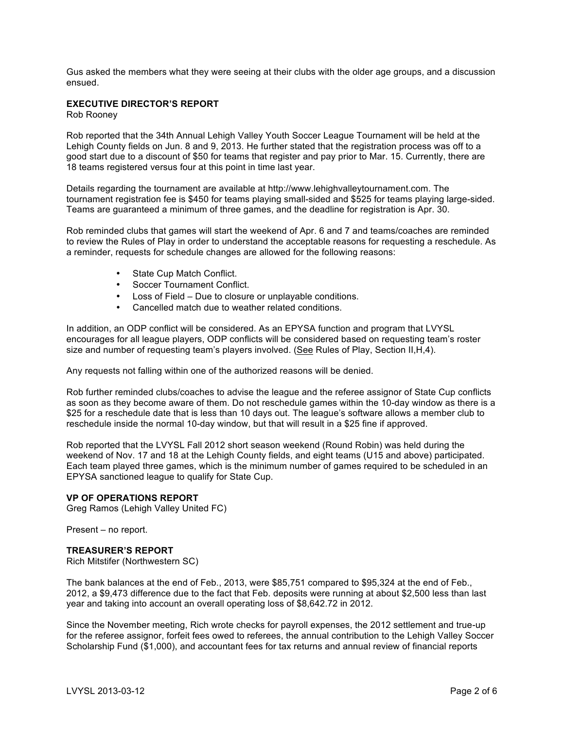Gus asked the members what they were seeing at their clubs with the older age groups, and a discussion ensued.

**EXECUTIVE DIRECTOR'S REPORT**
Rob Rooney

Rob reported that the 34th Annual Lehigh Valley Youth Soccer League Tournament will be held at the Lehigh County fields on Jun. 8 and 9, 2013. He further stated that the registration process was off to a good start due to a discount of $50 for teams that register and pay prior to Mar. 15. Currently, there are 18 teams registered versus four at this point in time last year.

Details regarding the tournament are available at http://www.lehighvalleytournament.com. The tournament registration fee is $450 for teams playing small-sided and $525 for teams playing large-sided. Teams are guaranteed a minimum of three games, and the deadline for registration is Apr. 30.

Rob reminded clubs that games will start the weekend of Apr. 6 and 7 and teams/coaches are reminded to review the Rules of Play in order to understand the acceptable reasons for requesting a reschedule. As a reminder, requests for schedule changes are allowed for the following reasons:

- State Cup Match Conflict.
- Soccer Tournament Conflict.
- Loss of Field – Due to closure or unplayable conditions.
- Cancelled match due to weather related conditions.

In addition, an ODP conflict will be considered. As an EPYSA function and program that LVYSL encourages for all league players, ODP conflicts will be considered based on requesting team's roster size and number of requesting team's players involved. (See Rules of Play, Section II,H,4).

Any requests not falling within one of the authorized reasons will be denied.

Rob further reminded clubs/coaches to advise the league and the referee assignor of State Cup conflicts as soon as they become aware of them. Do not reschedule games within the 10-day window as there is a $25 for a reschedule date that is less than 10 days out. The league's software allows a member club to reschedule inside the normal 10-day window, but that will result in a $25 fine if approved.

Rob reported that the LVYSL Fall 2012 short season weekend (Round Robin) was held during the weekend of Nov. 17 and 18 at the Lehigh County fields, and eight teams (U15 and above) participated. Each team played three games, which is the minimum number of games required to be scheduled in an EPYSA sanctioned league to qualify for State Cup.

**VP OF OPERATIONS REPORT**
Greg Ramos (Lehigh Valley United FC)

Present – no report.

**TREASURER'S REPORT**
Rich Mitstifer (Northwestern SC)

The bank balances at the end of Feb., 2013, were $85,751 compared to $95,324 at the end of Feb., 2012, a $9,473 difference due to the fact that Feb. deposits were running at about $2,500 less than last year and taking into account an overall operating loss of $8,642.72 in 2012.

Since the November meeting, Rich wrote checks for payroll expenses, the 2012 settlement and true-up for the referee assignor, forfeit fees owed to referees, the annual contribution to the Lehigh Valley Soccer Scholarship Fund ($1,000), and accountant fees for tax returns and annual review of financial reports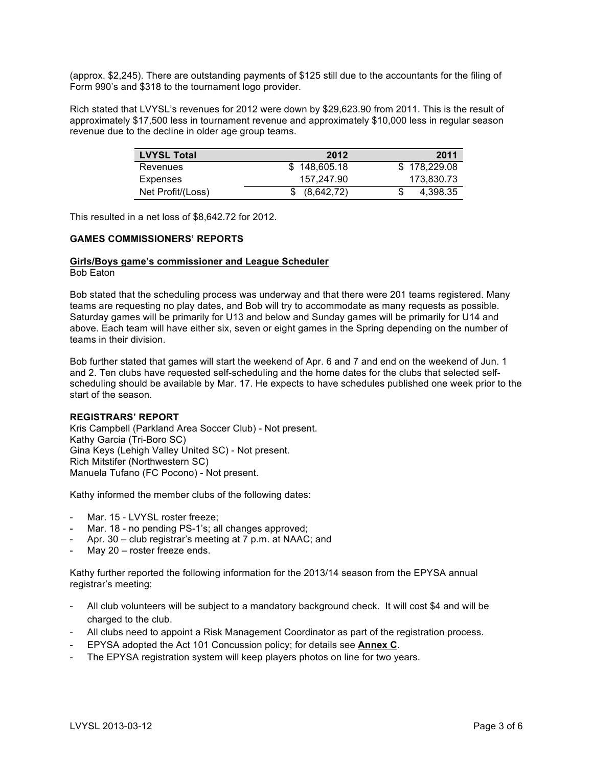(approx. $2,245). There are outstanding payments of $125 still due to the accountants for the filing of Form 990's and $318 to the tournament logo provider.

Rich stated that LVYSL's revenues for 2012 were down by $29,623.90 from 2011. This is the result of approximately $17,500 less in tournament revenue and approximately $10,000 less in regular season revenue due to the decline in older age group teams.

| LVYSL Total | 2012 | 2011 |
|---|---|---|
| Revenues | $ 148,605.18 | $ 178,229.08 |
| Expenses | 157,247.90 | 173,830.73 |
| Net Profit/(Loss) | $ (8,642,72) | $ 4,398.35 |

This resulted in a net loss of $8,642.72 for 2012.

**GAMES COMMISSIONERS' REPORTS**

**Girls/Boys game's commissioner and League Scheduler**
Bob Eaton

Bob stated that the scheduling process was underway and that there were 201 teams registered. Many teams are requesting no play dates, and Bob will try to accommodate as many requests as possible. Saturday games will be primarily for U13 and below and Sunday games will be primarily for U14 and above. Each team will have either six, seven or eight games in the Spring depending on the number of teams in their division.

Bob further stated that games will start the weekend of Apr. 6 and 7 and end on the weekend of Jun. 1 and 2. Ten clubs have requested self-scheduling and the home dates for the clubs that selected self-scheduling should be available by Mar. 17. He expects to have schedules published one week prior to the start of the season.

**REGISTRARS' REPORT**
Kris Campbell (Parkland Area Soccer Club) - Not present.
Kathy Garcia (Tri-Boro SC)
Gina Keys (Lehigh Valley United SC) - Not present.
Rich Mitstifer (Northwestern SC)
Manuela Tufano (FC Pocono) - Not present.

Kathy informed the member clubs of the following dates:

- Mar. 15 - LVYSL roster freeze;
- Mar. 18 - no pending PS-1's; all changes approved;
- Apr. 30 – club registrar's meeting at 7 p.m. at NAAC; and
- May 20 – roster freeze ends.

Kathy further reported the following information for the 2013/14 season from the EPYSA annual registrar's meeting:

- All club volunteers will be subject to a mandatory background check. It will cost $4 and will be charged to the club.
- All clubs need to appoint a Risk Management Coordinator as part of the registration process.
- EPYSA adopted the Act 101 Concussion policy; for details see **Annex C**.
- The EPYSA registration system will keep players photos on line for two years.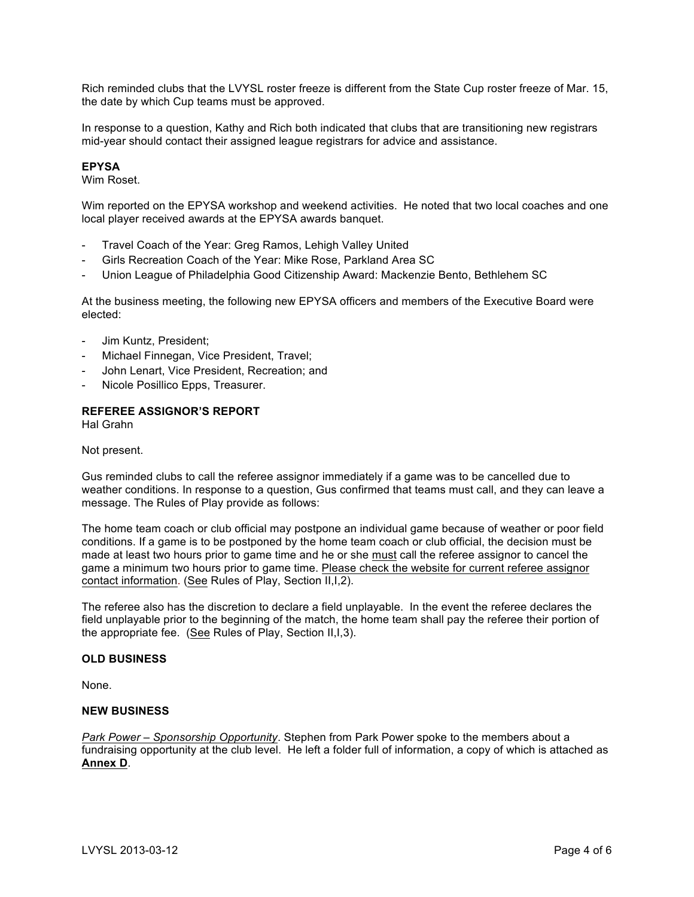Rich reminded clubs that the LVYSL roster freeze is different from the State Cup roster freeze of Mar. 15, the date by which Cup teams must be approved.

In response to a question, Kathy and Rich both indicated that clubs that are transitioning new registrars mid-year should contact their assigned league registrars for advice and assistance.

**EPYSA**
Wim Roset.

Wim reported on the EPYSA workshop and weekend activities. He noted that two local coaches and one local player received awards at the EPYSA awards banquet.

- Travel Coach of the Year: Greg Ramos, Lehigh Valley United
- Girls Recreation Coach of the Year: Mike Rose, Parkland Area SC
- Union League of Philadelphia Good Citizenship Award: Mackenzie Bento, Bethlehem SC

At the business meeting, the following new EPYSA officers and members of the Executive Board were elected:

- Jim Kuntz, President;
- Michael Finnegan, Vice President, Travel;
- John Lenart, Vice President, Recreation; and
- Nicole Posillico Epps, Treasurer.

**REFEREE ASSIGNOR'S REPORT**
Hal Grahn

Not present.

Gus reminded clubs to call the referee assignor immediately if a game was to be cancelled due to weather conditions. In response to a question, Gus confirmed that teams must call, and they can leave a message. The Rules of Play provide as follows:

The home team coach or club official may postpone an individual game because of weather or poor field conditions. If a game is to be postponed by the home team coach or club official, the decision must be made at least two hours prior to game time and he or she <u>must</u> call the referee assignor to cancel the game a minimum two hours prior to game time. <u>Please check the website for current referee assignor contact information</u>. (<u>See</u> Rules of Play, Section II,I,2).

The referee also has the discretion to declare a field unplayable. In the event the referee declares the field unplayable prior to the beginning of the match, the home team shall pay the referee their portion of the appropriate fee. (<u>See</u> Rules of Play, Section II,I,3).

**OLD BUSINESS**

None.

**NEW BUSINESS**

*<u>Park Power – Sponsorship Opportunity</u>*. Stephen from Park Power spoke to the members about a fundraising opportunity at the club level. He left a folder full of information, a copy of which is attached as **<u>Annex D</u>**.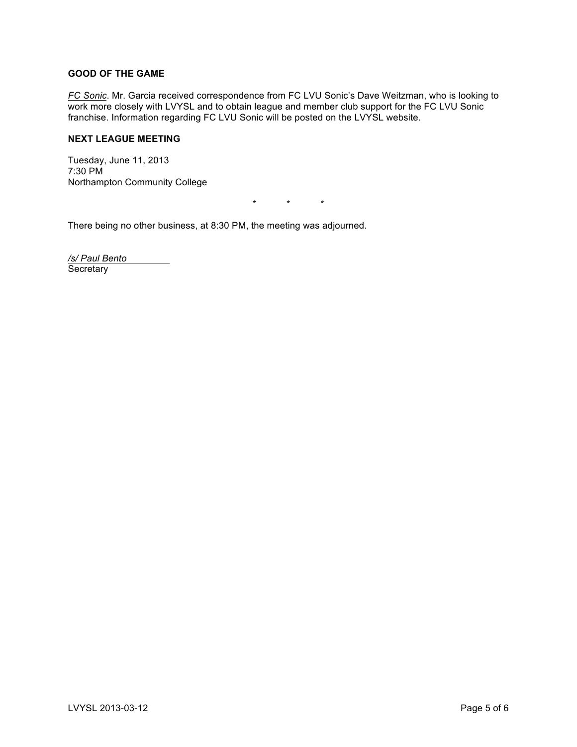### GOOD OF THE GAME

*FC Sonic*. Mr. Garcia received correspondence from FC LVU Sonic's Dave Weitzman, who is looking to work more closely with LVYSL and to obtain league and member club support for the FC LVU Sonic franchise. Information regarding FC LVU Sonic will be posted on the LVYSL website.

### NEXT LEAGUE MEETING

Tuesday, June 11, 2013
7:30 PM
Northampton Community College

\*           \*           \*

There being no other business, at 8:30 PM, the meeting was adjourned.

*/s/ Paul Bento*
Secretary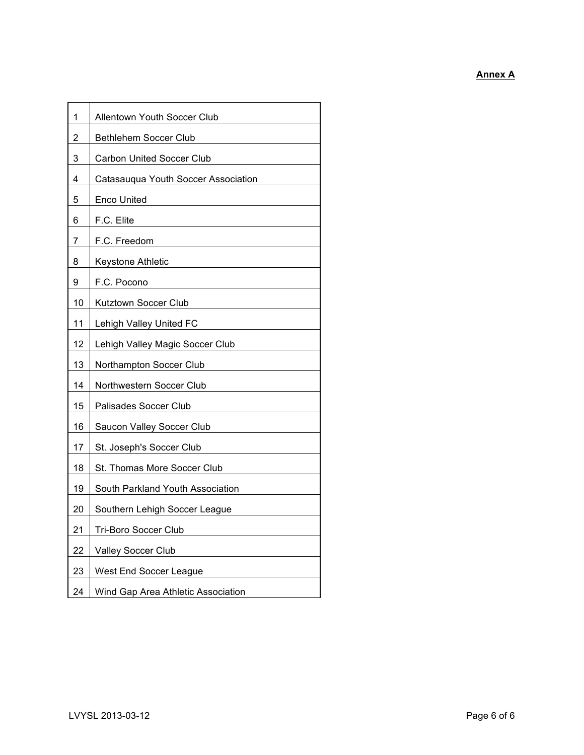**Annex A**

| | |
|---|---|
| 1 | Allentown Youth Soccer Club |
| 2 | Bethlehem Soccer Club |
| 3 | Carbon United Soccer Club |
| 4 | Catasauqua Youth Soccer Association |
| 5 | Enco United |
| 6 | F.C. Elite |
| 7 | F.C. Freedom |
| 8 | Keystone Athletic |
| 9 | F.C. Pocono |
| 10 | Kutztown Soccer Club |
| 11 | Lehigh Valley United FC |
| 12 | Lehigh Valley Magic Soccer Club |
| 13 | Northampton Soccer Club |
| 14 | Northwestern Soccer Club |
| 15 | Palisades Soccer Club |
| 16 | Saucon Valley Soccer Club |
| 17 | St. Joseph's Soccer Club |
| 18 | St. Thomas More Soccer Club |
| 19 | South Parkland Youth Association |
| 20 | Southern Lehigh Soccer League |
| 21 | Tri-Boro Soccer Club |
| 22 | Valley Soccer Club |
| 23 | West End Soccer League |
| 24 | Wind Gap Area Athletic Association |